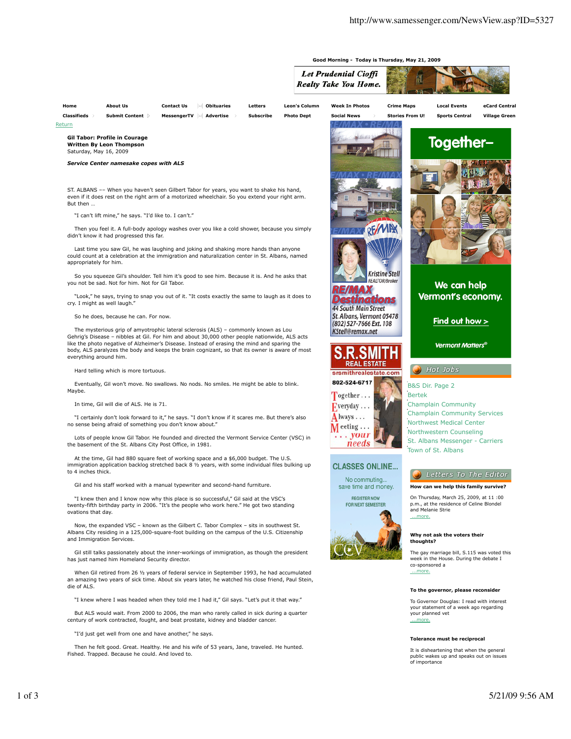# Gil Tabor: Profile in Courage

**Written By Leon Thompson**

Saturday, May 16, 2009

***Service Center namesake copes with ALS***

ST. ALBANS –– When you haven't seen Gilbert Tabor for years, you want to shake his hand, even if it does rest on the right arm of a motorized wheelchair. So you extend your right arm. But then …

"I can't lift mine," he says. "I'd like to. I can't."

Then you feel it. A full-body apology washes over you like a cold shower, because you simply didn't know it had progressed this far.

Last time you saw Gil, he was laughing and joking and shaking more hands than anyone could count at a celebration at the immigration and naturalization center in St. Albans, named appropriately for him.

So you squeeze Gil's shoulder. Tell him it's good to see him. Because it is. And he asks that you not be sad. Not for him. Not for Gil Tabor.

"Look," he says, trying to snap you out of it. "It costs exactly the same to laugh as it does to cry. I might as well laugh."

So he does, because he can. For now.

The mysterious grip of amyotrophic lateral sclerosis (ALS) – commonly known as Lou Gehrig's Disease – nibbles at Gil. For him and about 30,000 other people nationwide, ALS acts like the photo negative of Alzheimer's Disease. Instead of erasing the mind and sparing the body, ALS paralyzes the body and keeps the brain cognizant, so that its owner is aware of most everything around him.

Hard telling which is more tortuous.

Eventually, Gil won't move. No swallows. No nods. No smiles. He might be able to blink. Maybe.

In time, Gil will die of ALS. He is 71.

"I certainly don't look forward to it," he says. "I don't know if it scares me. But there's also no sense being afraid of something you don't know about."

Lots of people know Gil Tabor. He founded and directed the Vermont Service Center (VSC) in the basement of the St. Albans City Post Office, in 1981.

At the time, Gil had 880 square feet of working space and a $6,000 budget. The U.S. immigration application backlog stretched back 8 ½ years, with some individual files bulking up to 4 inches thick.

Gil and his staff worked with a manual typewriter and second-hand furniture.

"I knew then and I know now why this place is so successful," Gil said at the VSC's twenty-fifth birthday party in 2006. "It's the people who work here." He got two standing ovations that day.

Now, the expanded VSC – known as the Gilbert C. Tabor Complex – sits in southwest St. Albans City residing in a 125,000-square-foot building on the campus of the U.S. Citizenship and Immigration Services.

Gil still talks passionately about the inner-workings of immigration, as though the president has just named him Homeland Security director.

When Gil retired from 26 ½ years of federal service in September 1993, he had accumulated an amazing two years of sick time. About six years later, he watched his close friend, Paul Stein, die of ALS.

"I knew where I was headed when they told me I had it," Gil says. "Let's put it that way."

But ALS would wait. From 2000 to 2006, the man who rarely called in sick during a quarter century of work contracted, fought, and beat prostate, kidney and bladder cancer.

"I'd just get well from one and have another," he says.

Then he felt good. Great. Healthy. He and his wife of 53 years, Jane, traveled. He hunted. Fished. Trapped. Because he could. And loved to.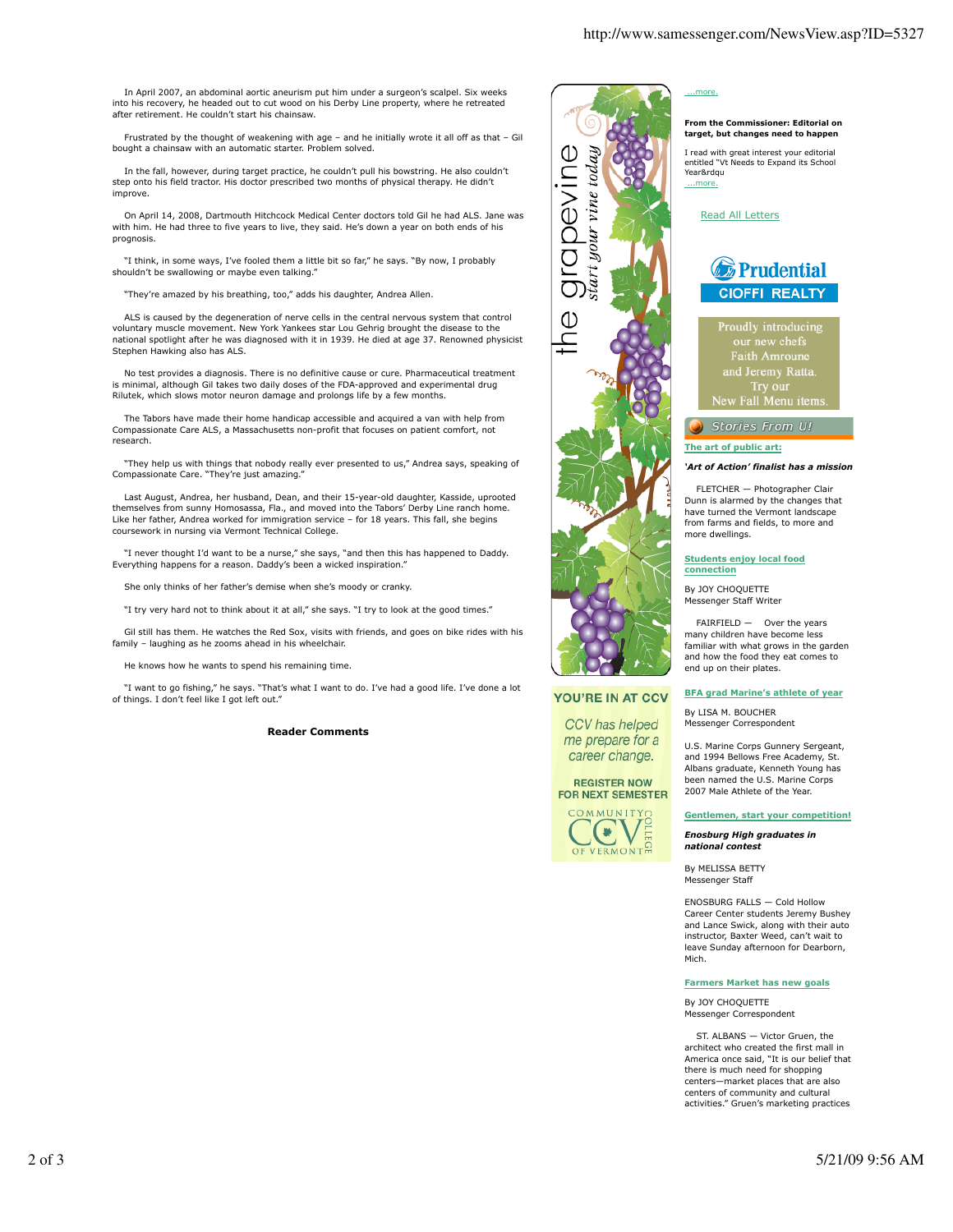In April 2007, an abdominal aortic aneurism put him under a surgeon's scalpel. Six weeks into his recovery, he headed out to cut wood on his Derby Line property, where he retreated after retirement. He couldn't start his chainsaw.

Frustrated by the thought of weakening with age – and he initially wrote it all off as that – Gil bought a chainsaw with an automatic starter. Problem solved.

In the fall, however, during target practice, he couldn't pull his bowstring. He also couldn't step onto his field tractor. His doctor prescribed two months of physical therapy. He didn't improve.

On April 14, 2008, Dartmouth Hitchcock Medical Center doctors told Gil he had ALS. Jane was with him. He had three to five years to live, they said. He's down a year on both ends of his prognosis.

"I think, in some ways, I've fooled them a little bit so far," he says. "By now, I probably shouldn't be swallowing or maybe even talking."

"They're amazed by his breathing, too," adds his daughter, Andrea Allen.

ALS is caused by the degeneration of nerve cells in the central nervous system that control voluntary muscle movement. New York Yankees star Lou Gehrig brought the disease to the national spotlight after he was diagnosed with it in 1939. He died at age 37. Renowned physicist Stephen Hawking also has ALS.

No test provides a diagnosis. There is no definitive cause or cure. Pharmaceutical treatment is minimal, although Gil takes two daily doses of the FDA-approved and experimental drug Rilutek, which slows motor neuron damage and prolongs life by a few months.

The Tabors have made their home handicap accessible and acquired a van with help from Compassionate Care ALS, a Massachusetts non-profit that focuses on patient comfort, not research.

"They help us with things that nobody really ever presented to us," Andrea says, speaking of Compassionate Care. "They're just amazing."

Last August, Andrea, her husband, Dean, and their 15-year-old daughter, Kasside, uprooted themselves from sunny Homosassa, Fla., and moved into the Tabors' Derby Line ranch home. Like her father, Andrea worked for immigration service – for 18 years. This fall, she begins coursework in nursing via Vermont Technical College.

"I never thought I'd want to be a nurse," she says, "and then this has happened to Daddy. Everything happens for a reason. Daddy's been a wicked inspiration."

She only thinks of her father's demise when she's moody or cranky.

"I try very hard not to think about it at all," she says. "I try to look at the good times."

Gil still has them. He watches the Red Sox, visits with friends, and goes on bike rides with his family – laughing as he zooms ahead in his wheelchair.

He knows how he wants to spend his remaining time.

"I want to go fishing," he says. "That's what I want to do. I've had a good life. I've done a lot of things. I don't feel like I got left out."

**Reader Comments**

the grapevine
*start your vine today*

YOU'RE IN AT CCV

*CCV has helped me prepare for a career change.*

REGISTER NOW FOR NEXT SEMESTER

COMMUNITY COLLEGE OF VERMONT

...more.

**From the Commissioner: Editorial on target, but changes need to happen**

I read with great interest your editorial entitled "Vt Needs to Expand its School Year&rdqu
...more.

Read All Letters

Prudential CIOFFI REALTY

Proudly introducing our new chefs Faith Amroune and Jeremy Ratta. Try our New Fall Menu items.

**Stories From U!**

**The art of public art:**

***'Art of Action' finalist has a mission***

FLETCHER — Photographer Clair Dunn is alarmed by the changes that have turned the Vermont landscape from farms and fields, to more and more dwellings.

**Students enjoy local food connection**

By JOY CHOQUETTE
Messenger Staff Writer

FAIRFIELD — Over the years many children have become less familiar with what grows in the garden and how the food they eat comes to end up on their plates.

**BFA grad Marine's athlete of year**

By LISA M. BOUCHER
Messenger Correspondent

U.S. Marine Corps Gunnery Sergeant, and 1994 Bellows Free Academy, St. Albans graduate, Kenneth Young has been named the U.S. Marine Corps 2007 Male Athlete of the Year.

**Gentlemen, start your competition!**

***Enosburg High graduates in national contest***

By MELISSA BETTY
Messenger Staff

ENOSBURG FALLS — Cold Hollow Career Center students Jeremy Bushey and Lance Swick, along with their auto instructor, Baxter Weed, can't wait to leave Sunday afternoon for Dearborn, Mich.

**Farmers Market has new goals**

By JOY CHOQUETTE
Messenger Correspondent

ST. ALBANS — Victor Gruen, the architect who created the first mall in America once said, "It is our belief that there is much need for shopping centers—market places that are also centers of community and cultural activities." Gruen's marketing practices